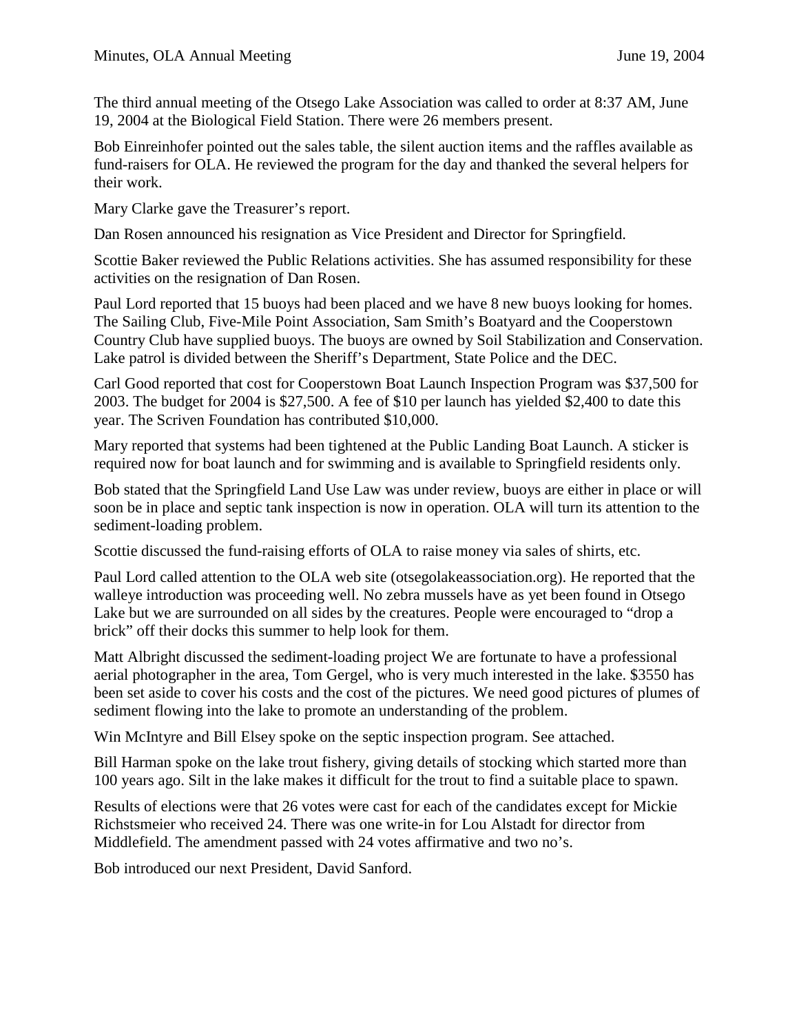Minutes, OLA Annual Meeting June 19, 2004

The third annual meeting of the Otsego Lake Association was called to order at 8:37 AM, June 19, 2004 at the Biological Field Station. There were 26 members present.

Bob Einreinhofer pointed out the sales table, the silent auction items and the raffles available as fund-raisers for OLA. He reviewed the program for the day and thanked the several helpers for their work.

Mary Clarke gave the Treasurer's report.

Dan Rosen announced his resignation as Vice President and Director for Springfield.

Scottie Baker reviewed the Public Relations activities. She has assumed responsibility for these activities on the resignation of Dan Rosen.

Paul Lord reported that 15 buoys had been placed and we have 8 new buoys looking for homes. The Sailing Club, Five-Mile Point Association, Sam Smith's Boatyard and the Cooperstown Country Club have supplied buoys. The buoys are owned by Soil Stabilization and Conservation. Lake patrol is divided between the Sheriff's Department, State Police and the DEC.

Carl Good reported that cost for Cooperstown Boat Launch Inspection Program was $37,500 for 2003. The budget for 2004 is $27,500. A fee of $10 per launch has yielded $2,400 to date this year. The Scriven Foundation has contributed $10,000.

Mary reported that systems had been tightened at the Public Landing Boat Launch. A sticker is required now for boat launch and for swimming and is available to Springfield residents only.

Bob stated that the Springfield Land Use Law was under review, buoys are either in place or will soon be in place and septic tank inspection is now in operation. OLA will turn its attention to the sediment-loading problem.

Scottie discussed the fund-raising efforts of OLA to raise money via sales of shirts, etc.

Paul Lord called attention to the OLA web site (otsegolakeassociation.org). He reported that the walleye introduction was proceeding well. No zebra mussels have as yet been found in Otsego Lake but we are surrounded on all sides by the creatures. People were encouraged to "drop a brick" off their docks this summer to help look for them.

Matt Albright discussed the sediment-loading project We are fortunate to have a professional aerial photographer in the area, Tom Gergel, who is very much interested in the lake. $3550 has been set aside to cover his costs and the cost of the pictures. We need good pictures of plumes of sediment flowing into the lake to promote an understanding of the problem.

Win McIntyre and Bill Elsey spoke on the septic inspection program. See attached.

Bill Harman spoke on the lake trout fishery, giving details of stocking which started more than 100 years ago. Silt in the lake makes it difficult for the trout to find a suitable place to spawn.

Results of elections were that 26 votes were cast for each of the candidates except for Mickie Richstsmeier who received 24. There was one write-in for Lou Alstadt for director from Middlefield. The amendment passed with 24 votes affirmative and two no's.

Bob introduced our next President, David Sanford.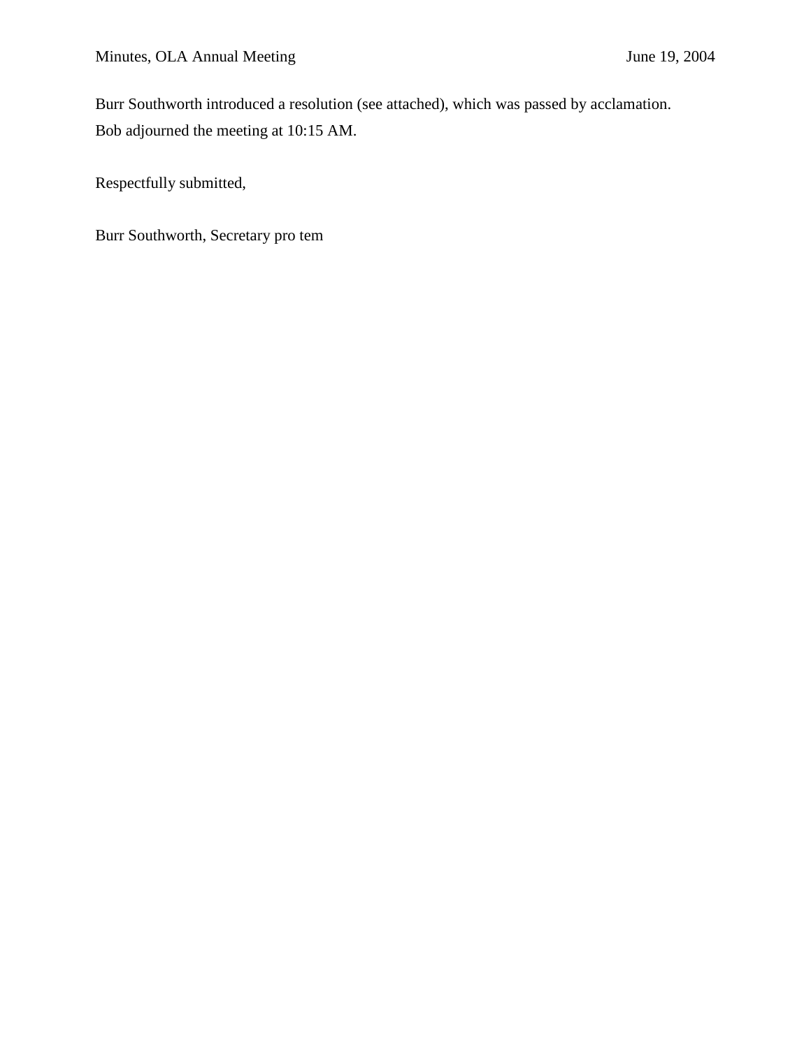Burr Southworth introduced a resolution (see attached), which was passed by acclamation.
Bob adjourned the meeting at 10:15 AM.

Respectfully submitted,

Burr Southworth, Secretary pro tem